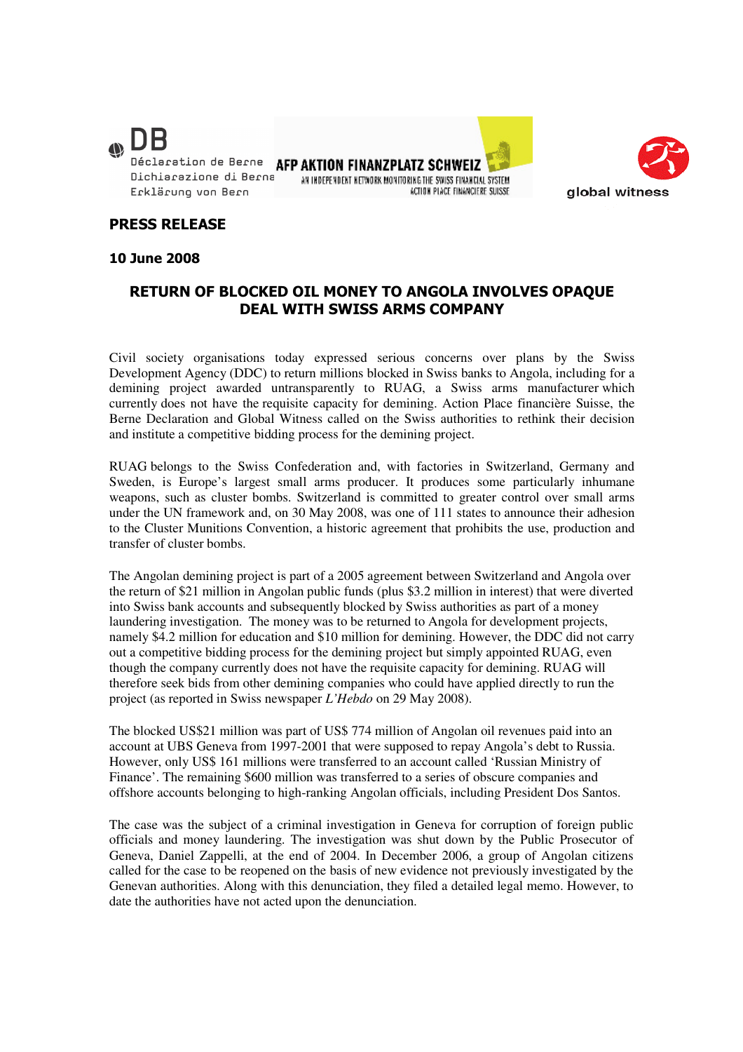DB
Déclaration de Berne
Dichiarazione di Berna
Erklärung von Bern

AFP AKTION FINANZPLATZ SCHWEIZ
AN INDEPENDENT NETWORK MONITORING THE SWISS FINANCIAL SYSTEM
ACTION PLACE FINANCIÈRE SUISSE

global witness

**PRESS RELEASE**

**10 June 2008**

## RETURN OF BLOCKED OIL MONEY TO ANGOLA INVOLVES OPAQUE DEAL WITH SWISS ARMS COMPANY

Civil society organisations today expressed serious concerns over plans by the Swiss Development Agency (DDC) to return millions blocked in Swiss banks to Angola, including for a demining project awarded untransparently to RUAG, a Swiss arms manufacturer which currently does not have the requisite capacity for demining. Action Place financière Suisse, the Berne Declaration and Global Witness called on the Swiss authorities to rethink their decision and institute a competitive bidding process for the demining project.

RUAG belongs to the Swiss Confederation and, with factories in Switzerland, Germany and Sweden, is Europe's largest small arms producer. It produces some particularly inhumane weapons, such as cluster bombs. Switzerland is committed to greater control over small arms under the UN framework and, on 30 May 2008, was one of 111 states to announce their adhesion to the Cluster Munitions Convention, a historic agreement that prohibits the use, production and transfer of cluster bombs.

The Angolan demining project is part of a 2005 agreement between Switzerland and Angola over the return of $21 million in Angolan public funds (plus $3.2 million in interest) that were diverted into Swiss bank accounts and subsequently blocked by Swiss authorities as part of a money laundering investigation. The money was to be returned to Angola for development projects, namely $4.2 million for education and $10 million for demining. However, the DDC did not carry out a competitive bidding process for the demining project but simply appointed RUAG, even though the company currently does not have the requisite capacity for demining. RUAG will therefore seek bids from other demining companies who could have applied directly to run the project (as reported in Swiss newspaper *L'Hebdo* on 29 May 2008).

The blocked US$21 million was part of US$ 774 million of Angolan oil revenues paid into an account at UBS Geneva from 1997-2001 that were supposed to repay Angola's debt to Russia. However, only US$ 161 millions were transferred to an account called 'Russian Ministry of Finance'. The remaining $600 million was transferred to a series of obscure companies and offshore accounts belonging to high-ranking Angolan officials, including President Dos Santos.

The case was the subject of a criminal investigation in Geneva for corruption of foreign public officials and money laundering. The investigation was shut down by the Public Prosecutor of Geneva, Daniel Zappelli, at the end of 2004. In December 2006, a group of Angolan citizens called for the case to be reopened on the basis of new evidence not previously investigated by the Genevan authorities. Along with this denunciation, they filed a detailed legal memo. However, to date the authorities have not acted upon the denunciation.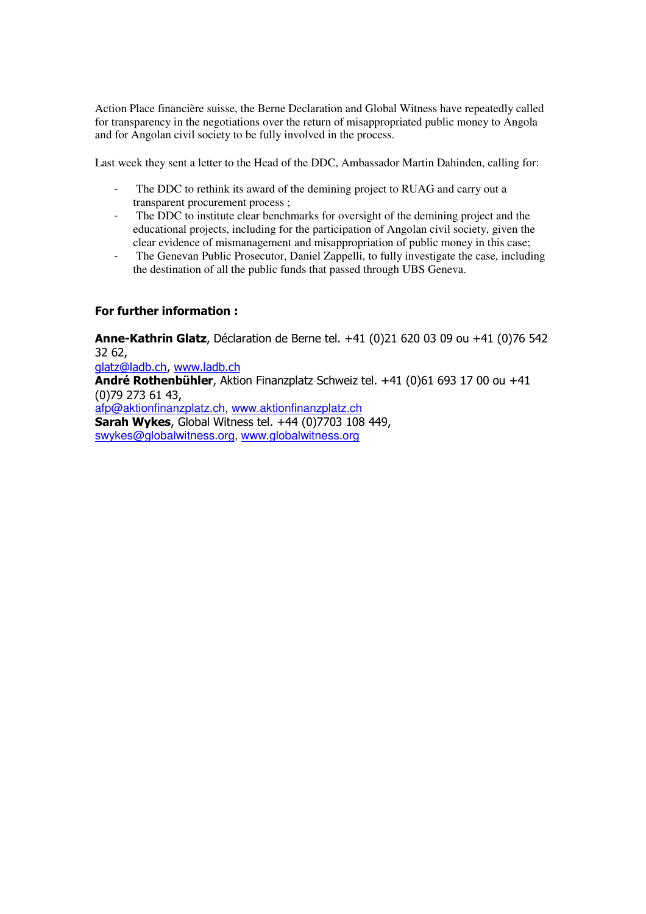Action Place financière suisse, the Berne Declaration and Global Witness have repeatedly called for transparency in the negotiations over the return of misappropriated public money to Angola and for Angolan civil society to be fully involved in the process.

Last week they sent a letter to the Head of the DDC, Ambassador Martin Dahinden, calling for:

- The DDC to rethink its award of the demining project to RUAG and carry out a transparent procurement process ;
- The DDC to institute clear benchmarks for oversight of the demining project and the educational projects, including for the participation of Angolan civil society, given the clear evidence of mismanagement and misappropriation of public money in this case;
- The Genevan Public Prosecutor, Daniel Zappelli, to fully investigate the case, including the destination of all the public funds that passed through UBS Geneva.

**For further information :**

**Anne-Kathrin Glatz**, Déclaration de Berne tel. +41 (0)21 620 03 09 ou +41 (0)76 542 32 62,
glatz@ladb.ch, www.ladb.ch
**André Rothenbühler**, Aktion Finanzplatz Schweiz tel. +41 (0)61 693 17 00 ou +41 (0)79 273 61 43,
afp@aktionfinanzplatz.ch, www.aktionfinanzplatz.ch
**Sarah Wykes**, Global Witness tel. +44 (0)7703 108 449,
swykes@globalwitness.org, www.globalwitness.org